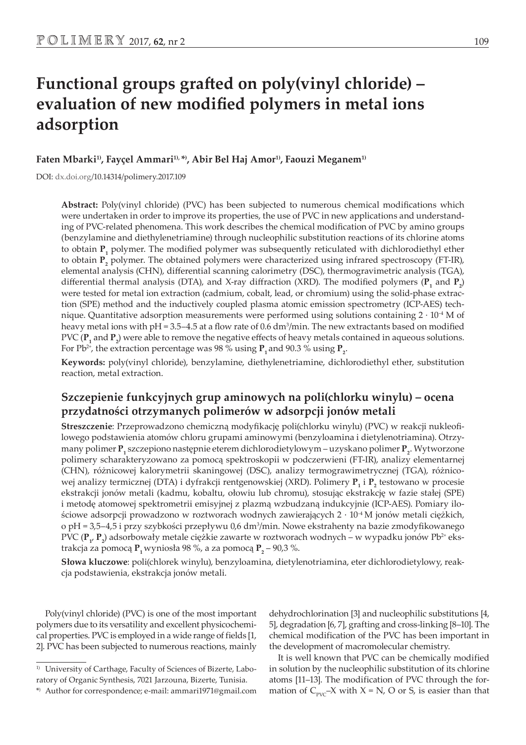# Functional groups grafted on poly(vinyl chloride) – evaluation of new modified polymers in metal ions adsorption

**Faten Mbarki[1], Fayçel Ammari[1], *), Abir Bel Haj Amor[1], Faouzi Meganem[1]**

DOI: dx.doi.org/10.14314/polimery.2017.109

**Abstract:** Poly(vinyl chloride) (PVC) has been subjected to numerous chemical modifications which were undertaken in order to improve its properties, the use of PVC in new applications and understanding of PVC-related phenomena. This work describes the chemical modification of PVC by amino groups (benzylamine and diethylenetriamine) through nucleophilic substitution reactions of its chlorine atoms to obtain $\mathbf{P_1}$ polymer. The modified polymer was subsequently reticulated with dichlorodiethyl ether to obtain $\mathbf{P_2}$ polymer. The obtained polymers were characterized using infrared spectroscopy (FT-IR), elemental analysis (CHN), differential scanning calorimetry (DSC), thermogravimetric analysis (TGA), differential thermal analysis (DTA), and X-ray diffraction (XRD). The modified polymers ($\mathbf{P_1}$ and $\mathbf{P_2}$) were tested for metal ion extraction (cadmium, cobalt, lead, or chromium) using the solid-phase extraction (SPE) method and the inductively coupled plasma atomic emission spectrometry (ICP-AES) technique. Quantitative adsorption measurements were performed using solutions containing $2 \cdot 10^{-4}$ M of heavy metal ions with pH = 3.5–4.5 at a flow rate of 0.6 dm$^3$/min. The new extractants based on modified PVC ($\mathbf{P_1}$ and $\mathbf{P_2}$) were able to remove the negative effects of heavy metals contained in aqueous solutions. For $Pb^{2+}$, the extraction percentage was 98 % using $\mathbf{P_1}$ and 90.3 % using $\mathbf{P_2}$.

**Keywords:** poly(vinyl chloride), benzylamine, diethylenetriamine, dichlorodiethyl ether, substitution reaction, metal extraction.

## Szczepienie funkcyjnych grup aminowych na poli(chlorku winylu) – ocena przydatności otrzymanych polimerów w adsorpcji jonów metali

**Streszczenie**: Przeprowadzono chemiczną modyfikację poli(chlorku winylu) (PVC) w reakcji nukleofilowego podstawienia atomów chloru grupami aminowymi (benzyloamina i dietylenotriamina). Otrzymany polimer $\mathbf{P_1}$ szczepiono następnie eterem dichlorodietylowym – uzyskano polimer $\mathbf{P_2}$. Wytworzone polimery scharakteryzowano za pomocą spektroskopii w podczerwieni (FT-IR), analizy elementarnej (CHN), różnicowej kalorymetrii skaningowej (DSC), analizy termograwimetrycznej (TGA), różnicowej analizy termicznej (DTA) i dyfrakcji rentgenowskiej (XRD). Polimery $\mathbf{P_1}$ i $\mathbf{P_2}$ testowano w procesie ekstrakcji jonów metali (kadmu, kobaltu, ołowiu lub chromu), stosując ekstrakcję w fazie stałej (SPE) i metodę atomowej spektrometrii emisyjnej z plazmą wzbudzaną indukcyjnie (ICP-AES). Pomiary ilościowe adsorpcji prowadzono w roztworach wodnych zawierających $2 \cdot 10^{-4}$ M jonów metali ciężkich, o pH = 3,5–4,5 i przy szybkości przepływu 0,6 dm$^3$/min. Nowe ekstrahenty na bazie zmodyfikowanego PVC ($\mathbf{P_1}$, $\mathbf{P_2}$) adsorbowały metale ciężkie zawarte w roztworach wodnych – w wypadku jonów $Pb^{2+}$ ekstrakcja za pomocą $\mathbf{P_1}$ wyniosła 98 %, a za pomocą $\mathbf{P_2}$ – 90,3 %.

**Słowa kluczowe**: poli(chlorek winylu), benzyloamina, dietylenotriamina, eter dichlorodietylowy, reakcja podstawienia, ekstrakcja jonów metali.

Poly(vinyl chloride) (PVC) is one of the most important polymers due to its versatility and excellent physicochemical properties. PVC is employed in a wide range of fields [1, 2]. PVC has been subjected to numerous reactions, mainly dehydrochlorination [3] and nucleophilic substitutions [4, 5], degradation [6, 7], grafting and cross-linking [8–10]. The chemical modification of the PVC has been important in the development of macromolecular chemistry.

It is well known that PVC can be chemically modified in solution by the nucleophilic substitution of its chlorine atoms [11–13]. The modification of PVC through the formation of $C_{PVC}$–X with X = N, O or S, is easier than that

[1] University of Carthage, Faculty of Sciences of Bizerte, Laboratory of Organic Synthesis, 7021 Jarzouna, Bizerte, Tunisia.

*) Author for correspondence; e-mail: ammari1971@gmail.com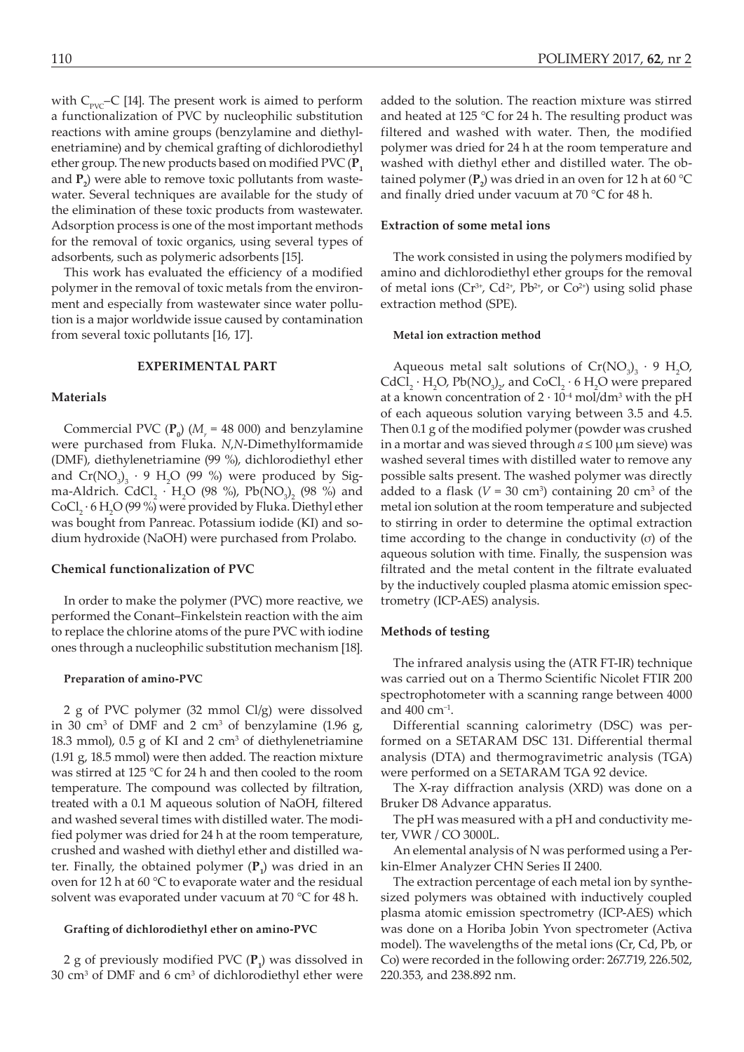with $C_{PVC}$–C [14]. The present work is aimed to perform a functionalization of PVC by nucleophilic substitution reactions with amine groups (benzylamine and diethylenetriamine) and by chemical grafting of dichlorodiethyl ether group. The new products based on modified PVC (**$P_1$** and **$P_2$**) were able to remove toxic pollutants from wastewater. Several techniques are available for the study of the elimination of these toxic products from wastewater. Adsorption process is one of the most important methods for the removal of toxic organics, using several types of adsorbents, such as polymeric adsorbents [15].

This work has evaluated the efficiency of a modified polymer in the removal of toxic metals from the environment and especially from wastewater since water pollution is a major worldwide issue caused by contamination from several toxic pollutants [16, 17].

## EXPERIMENTAL PART

### Materials

Commercial PVC (**$P_0$**) ($M_r$ = 48 000) and benzylamine were purchased from Fluka. *N*,*N*-Dimethylformamide (DMF), diethylenetriamine (99 %), dichlorodiethyl ether and $Cr(NO_3)_3 \cdot 9\ H_2O$ (99 %) were produced by Sigma-Aldrich. $CdCl_2 \cdot H_2O$ (98 %), $Pb(NO_3)_2$ (98 %) and $CoCl_2 \cdot 6\ H_2O$ (99 %) were provided by Fluka. Diethyl ether was bought from Panreac. Potassium iodide (KI) and sodium hydroxide (NaOH) were purchased from Prolabo.

### Chemical functionalization of PVC

In order to make the polymer (PVC) more reactive, we performed the Conant–Finkelstein reaction with the aim to replace the chlorine atoms of the pure PVC with iodine ones through a nucleophilic substitution mechanism [18].

#### Preparation of amino-PVC

2 g of PVC polymer (32 mmol Cl/g) were dissolved in 30 $cm^3$ of DMF and 2 $cm^3$ of benzylamine (1.96 g, 18.3 mmol), 0.5 g of KI and 2 $cm^3$ of diethylenetriamine (1.91 g, 18.5 mmol) were then added. The reaction mixture was stirred at 125 °C for 24 h and then cooled to the room temperature. The compound was collected by filtration, treated with a 0.1 M aqueous solution of NaOH, filtered and washed several times with distilled water. The modified polymer was dried for 24 h at the room temperature, crushed and washed with diethyl ether and distilled water. Finally, the obtained polymer (**$P_1$**) was dried in an oven for 12 h at 60 °C to evaporate water and the residual solvent was evaporated under vacuum at 70 °C for 48 h.

#### Grafting of dichlorodiethyl ether on amino-PVC

2 g of previously modified PVC (**$P_1$**) was dissolved in 30 $cm^3$ of DMF and 6 $cm^3$ of dichlorodiethyl ether were added to the solution. The reaction mixture was stirred and heated at 125 °C for 24 h. The resulting product was filtered and washed with water. Then, the modified polymer was dried for 24 h at the room temperature and washed with diethyl ether and distilled water. The obtained polymer (**$P_2$**) was dried in an oven for 12 h at 60 °C and finally dried under vacuum at 70 °C for 48 h.

### Extraction of some metal ions

The work consisted in using the polymers modified by amino and dichlorodiethyl ether groups for the removal of metal ions ($Cr^{3+}$, $Cd^{2+}$, $Pb^{2+}$, or $Co^{2+}$) using solid phase extraction method (SPE).

#### Metal ion extraction method

Aqueous metal salt solutions of $Cr(NO_3)_3 \cdot 9\ H_2O$, $CdCl_2 \cdot H_2O$, $Pb(NO_3)_2$, and $CoCl_2 \cdot 6\ H_2O$ were prepared at a known concentration of $2 \cdot 10^{-4}$ mol/dm$^3$ with the pH of each aqueous solution varying between 3.5 and 4.5. Then 0.1 g of the modified polymer (powder was crushed in a mortar and was sieved through $a \leq 100$ μm sieve) was washed several times with distilled water to remove any possible salts present. The washed polymer was directly added to a flask ($V$ = 30 $cm^3$) containing 20 $cm^3$ of the metal ion solution at the room temperature and subjected to stirring in order to determine the optimal extraction time according to the change in conductivity ($\sigma$) of the aqueous solution with time. Finally, the suspension was filtrated and the metal content in the filtrate evaluated by the inductively coupled plasma atomic emission spectrometry (ICP-AES) analysis.

### Methods of testing

The infrared analysis using the (ATR FT-IR) technique was carried out on a Thermo Scientific Nicolet FTIR 200 spectrophotometer with a scanning range between 4000 and 400 $cm^{-1}$.

Differential scanning calorimetry (DSC) was performed on a SETARAM DSC 131. Differential thermal analysis (DTA) and thermogravimetric analysis (TGA) were performed on a SETARAM TGA 92 device.

The X-ray diffraction analysis (XRD) was done on a Bruker D8 Advance apparatus.

The pH was measured with a pH and conductivity meter, VWR / CO 3000L.

An elemental analysis of N was performed using a Perkin-Elmer Analyzer CHN Series II 2400.

The extraction percentage of each metal ion by synthesized polymers was obtained with inductively coupled plasma atomic emission spectrometry (ICP-AES) which was done on a Horiba Jobin Yvon spectrometer (Activa model). The wavelengths of the metal ions (Cr, Cd, Pb, or Co) were recorded in the following order: 267.719, 226.502, 220.353, and 238.892 nm.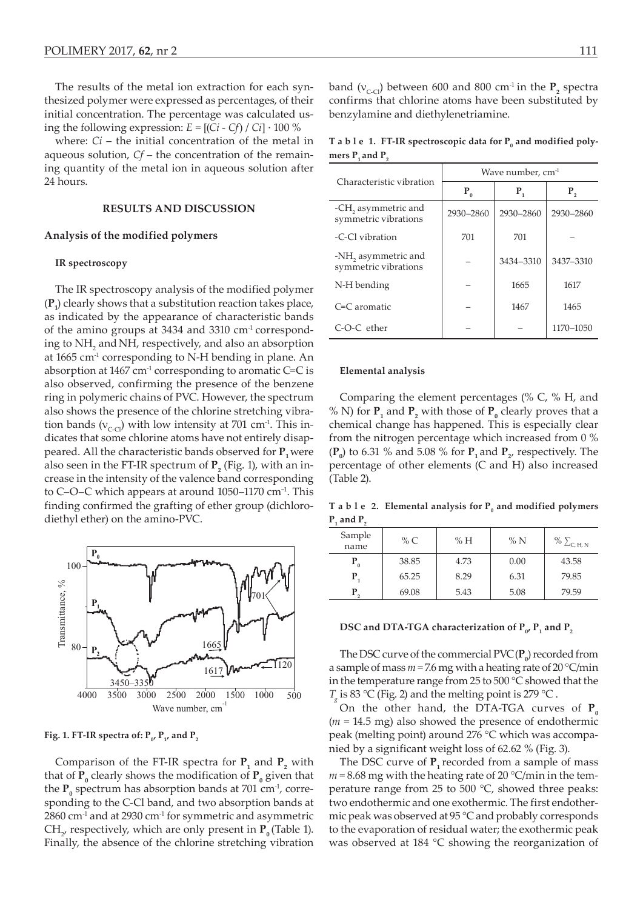The results of the metal ion extraction for each synthesized polymer were expressed as percentages, of their initial concentration. The percentage was calculated using the following expression: $E = [(Ci - Cf) / Ci] \cdot 100$ %

where: $Ci$ – the initial concentration of the metal in aqueous solution, $Cf$ – the concentration of the remaining quantity of the metal ion in aqueous solution after 24 hours.

## RESULTS AND DISCUSSION

### Analysis of the modified polymers

#### IR spectroscopy

The IR spectroscopy analysis of the modified polymer (**P$_1$**) clearly shows that a substitution reaction takes place, as indicated by the appearance of characteristic bands of the amino groups at 3434 and 3310 cm$^{-1}$ corresponding to $NH_2$ and NH, respectively, and also an absorption at 1665 cm$^{-1}$ corresponding to N-H bending in plane. An absorption at 1467 cm$^{-1}$ corresponding to aromatic C=C is also observed, confirming the presence of the benzene ring in polymeric chains of PVC. However, the spectrum also shows the presence of the chlorine stretching vibration bands ($\nu_{C-Cl}$) with low intensity at 701 cm$^{-1}$. This indicates that some chlorine atoms have not entirely disappeared. All the characteristic bands observed for **P$_1$** were also seen in the FT-IR spectrum of **P$_2$** (Fig. 1), with an increase in the intensity of the valence band corresponding to C–O–C which appears at around 1050–1170 cm$^{-1}$. This finding confirmed the grafting of ether group (dichlorodiethyl ether) on the amino-PVC.

Fig. 1. FT-IR spectra of: P$_0$, P$_1$, and P$_2$

Comparison of the FT-IR spectra for **P$_1$** and **P$_2$** with that of **P$_0$** clearly shows the modification of **P$_0$** given that the **P$_0$** spectrum has absorption bands at 701 cm$^{-1}$, corresponding to the C-Cl band, and two absorption bands at 2860 cm$^{-1}$ and at 2930 cm$^{-1}$ for symmetric and asymmetric $CH_2$, respectively, which are only present in **P$_0$** (Table 1). Finally, the absence of the chlorine stretching vibration band ($\nu_{C-Cl}$) between 600 and 800 cm$^{-1}$ in the **P$_2$** spectra confirms that chlorine atoms have been substituted by benzylamine and diethylenetriamine.

**T a b l e 1. FT-IR spectroscopic data for P$_0$ and modified polymers P$_1$ and P$_2$**

| Characteristic vibration | Wave number, cm$^{-1}$ | | |
|---|---|---|---|
| | **P$_0$** | **P$_1$** | **P$_2$** |
| -$CH_2$ asymmetric and symmetric vibrations | 2930–2860 | 2930–2860 | 2930–2860 |
| -C-Cl vibration | 701 | 701 | – |
| -$NH_2$ asymmetric and symmetric vibrations | – | 3434–3310 | 3437–3310 |
| N-H bending | – | 1665 | 1617 |
| C=C aromatic | – | 1467 | 1465 |
| C-O-C ether | – | – | 1170–1050 |

#### Elemental analysis

Comparing the element percentages (% C, % H, and % N) for **P$_1$** and **P$_2$** with those of **P$_0$** clearly proves that a chemical change has happened. This is especially clear from the nitrogen percentage which increased from 0 % (**P$_0$**) to 6.31 % and 5.08 % for **P$_1$** and **P$_2$**, respectively. The percentage of other elements (C and H) also increased (Table 2).

**T a b l e 2. Elemental analysis for P$_0$ and modified polymers P$_1$ and P$_2$**

| Sample name | % C | % H | % N | % $\sum_{C, H, N}$ |
|---|---|---|---|---|
| **P$_0$** | 38.85 | 4.73 | 0.00 | 43.58 |
| **P$_1$** | 65.25 | 8.29 | 6.31 | 79.85 |
| **P$_2$** | 69.08 | 5.43 | 5.08 | 79.59 |

#### DSC and DTA-TGA characterization of P$_0$, P$_1$ and P$_2$

The DSC curve of the commercial PVC (**P$_0$**) recorded from a sample of mass $m$ = 7.6 mg with a heating rate of 20 °C/min in the temperature range from 25 to 500 °C showed that the $T_g$ is 83 °C (Fig. 2) and the melting point is 279 °C .

On the other hand, the DTA-TGA curves of **P$_0$** ($m$ = 14.5 mg) also showed the presence of endothermic peak (melting point) around 276 °C which was accompanied by a significant weight loss of 62.62 % (Fig. 3).

The DSC curve of **P$_1$** recorded from a sample of mass $m$ = 8.68 mg with the heating rate of 20 °C/min in the temperature range from 25 to 500 °C, showed three peaks: two endothermic and one exothermic. The first endothermic peak was observed at 95 °C and probably corresponds to the evaporation of residual water; the exothermic peak was observed at 184 °C showing the reorganization of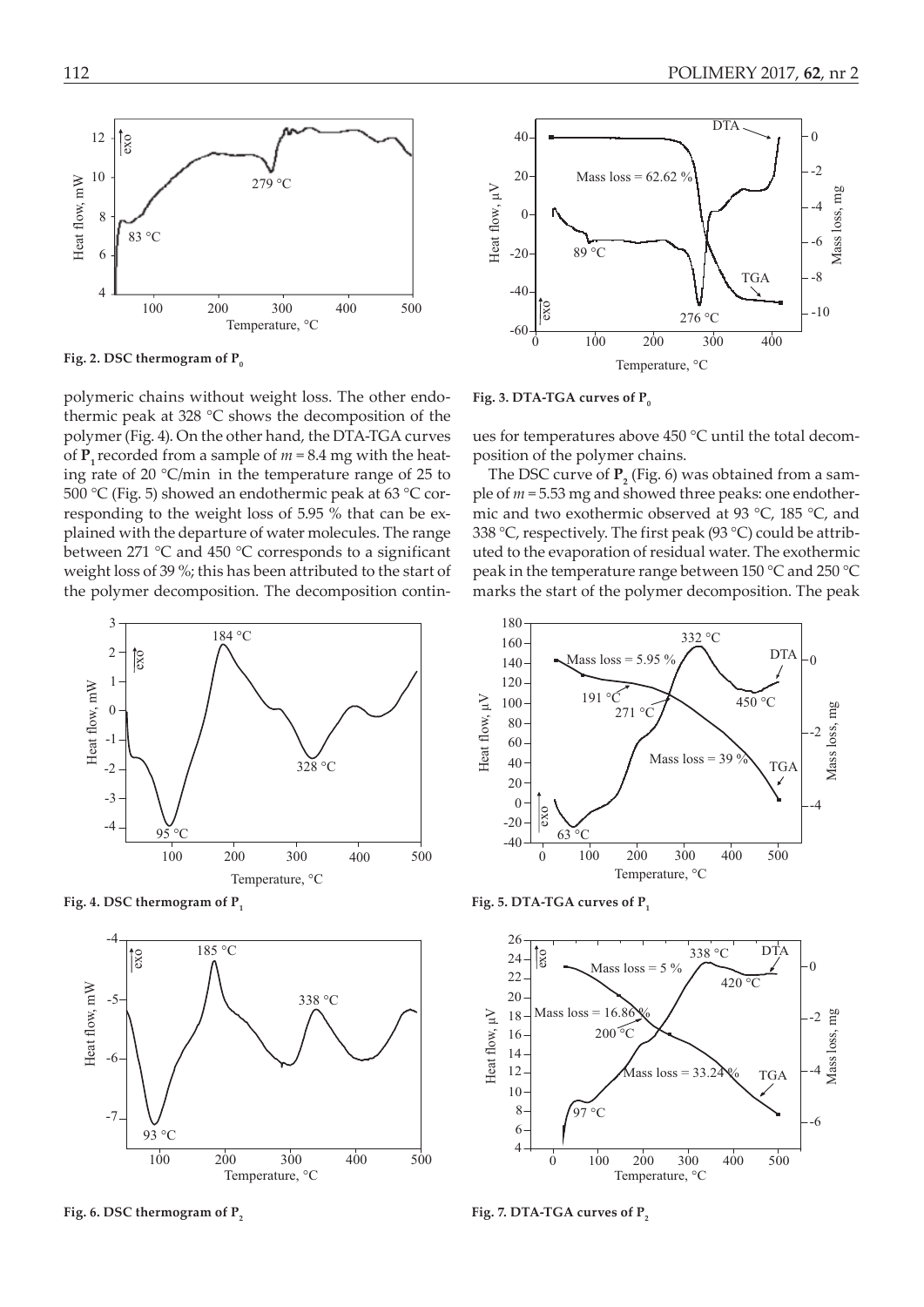Fig. 2. DSC thermogram of $P_0$

polymeric chains without weight loss. The other endothermic peak at 328 °C shows the decomposition of the polymer (Fig. 4). On the other hand, the DTA-TGA curves of $P_1$ recorded from a sample of $m$ = 8.4 mg with the heating rate of 20 °C/min in the temperature range of 25 to 500 °C (Fig. 5) showed an endothermic peak at 63 °C corresponding to the weight loss of 5.95 % that can be explained with the departure of water molecules. The range between 271 °C and 450 °C corresponds to a significant weight loss of 39 %; this has been attributed to the start of the polymer decomposition. The decomposition continues for temperatures above 450 °C until the total decomposition of the polymer chains.

Fig. 3. DTA-TGA curves of $P_0$

The DSC curve of $P_2$ (Fig. 6) was obtained from a sample of $m$ = 5.53 mg and showed three peaks: one endothermic and two exothermic observed at 93 °C, 185 °C, and 338 °C, respectively. The first peak (93 °C) could be attributed to the evaporation of residual water. The exothermic peak in the temperature range between 150 °C and 250 °C marks the start of the polymer decomposition. The peak

Fig. 4. DSC thermogram of $P_1$

Fig. 5. DTA-TGA curves of $P_1$

Fig. 6. DSC thermogram of $P_2$

Fig. 7. DTA-TGA curves of $P_2$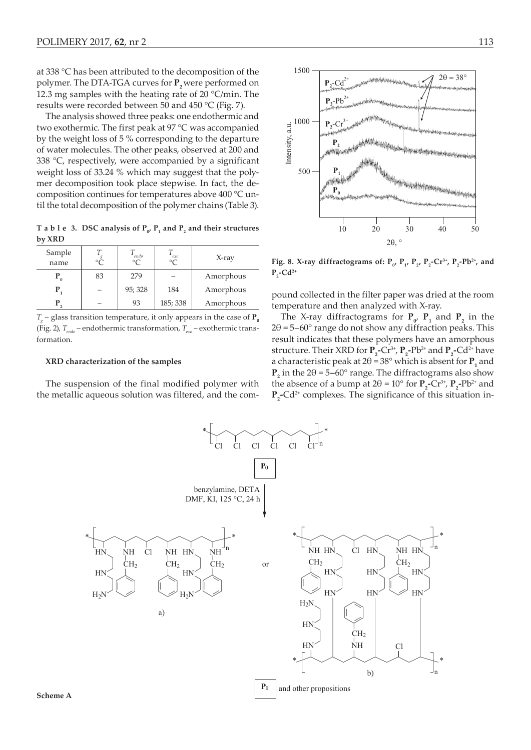at 338 °C has been attributed to the decomposition of the polymer. The DTA-TGA curves for $P_2$ were performed on 12.3 mg samples with the heating rate of 20 °C/min. The results were recorded between 50 and 450 °C (Fig. 7).

The analysis showed three peaks: one endothermic and two exothermic. The first peak at 97 °C was accompanied by the weight loss of 5 % corresponding to the departure of water molecules. The other peaks, observed at 200 and 338 °C, respectively, were accompanied by a significant weight loss of 33.24 % which may suggest that the polymer decomposition took place stepwise. In fact, the decomposition continues for temperatures above 400 °C until the total decomposition of the polymer chains (Table 3).

**T a b l e 3. DSC analysis of $P_0$, $P_1$ and $P_2$ and their structures by XRD**

| Sample name | $T_g$ °C | $T_{endo}$ °C | $T_{exo}$ °C | X-ray |
|---|---|---|---|---|
| $P_0$ | 83 | 279 | – | Amorphous |
| $P_1$ | – | 95; 328 | 184 | Amorphous |
| $P_2$ | – | 93 | 185; 338 | Amorphous |

$T_g$ – glass transition temperature, it only appears in the case of $P_0$ (Fig. 2), $T_{endo}$ – endothermic transformation, $T_{exo}$ – exothermic transformation.

### XRD characterization of the samples

The suspension of the final modified polymer with the metallic aqueous solution was filtered, and the compound collected in the filter paper was dried at the room temperature and then analyzed with X-ray.

**Fig. 8. X-ray diffractograms of: $P_0$, $P_1$, $P_2$, $P_2$-$Cr^{3+}$, $P_2$-$Pb^{2+}$, and $P_2$-$Cd^{2+}$**

The X-ray diffractograms for $P_0$, $P_1$ and $P_2$ in the $2\theta$ = 5–60° range do not show any diffraction peaks. This result indicates that these polymers have an amorphous structure. Their XRD for $P_2$-$Cr^{3+}$, $P_2$-$Pb^{2+}$ and $P_2$-$Cd^{2+}$ have a characteristic peak at $2\theta$ = 38° which is absent for $P_1$ and $P_2$ in the $2\theta$ = 5–60° range. The diffractograms also show the absence of a bump at $2\theta$ = 10° for $P_2$-$Cr^{3+}$, $P_2$-$Pb^{2+}$ and $P_2$-$Cd^{2+}$ complexes. The significance of this situation in-

**Scheme A**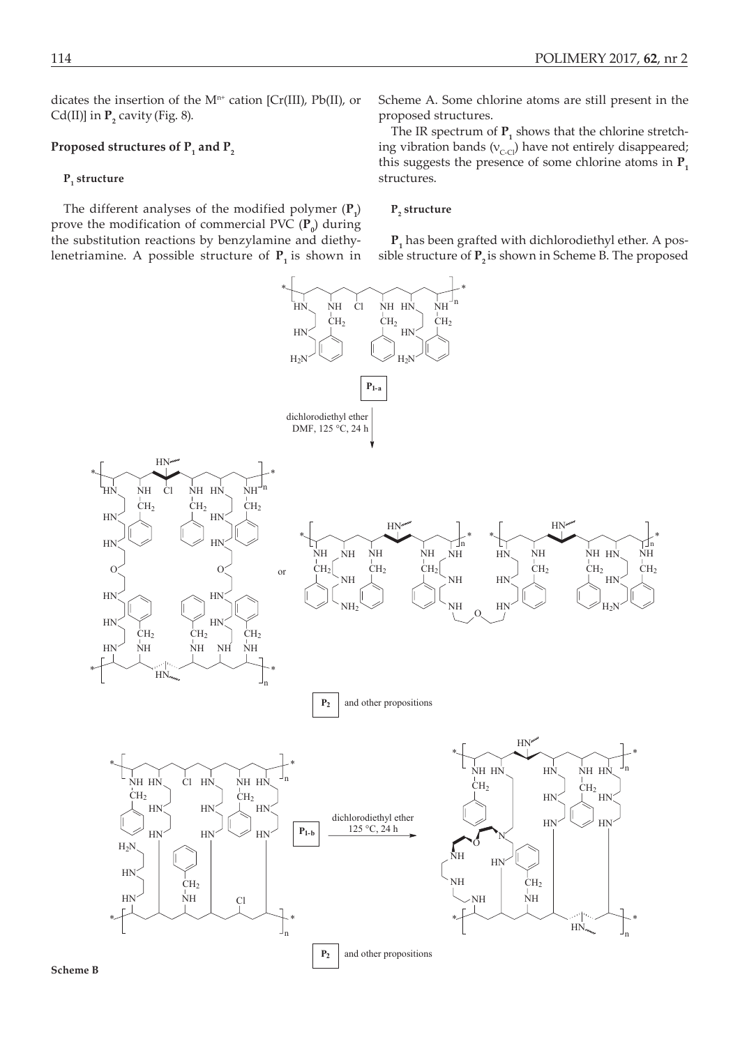dicates the insertion of the $M^{n+}$ cation [Cr(III), Pb(II), or Cd(II)] in $P_2$ cavity (Fig. 8).

## Proposed structures of $P_1$ and $P_2$

### $P_1$ structure

The different analyses of the modified polymer ($P_1$) prove the modification of commercial PVC ($P_0$) during the substitution reactions by benzylamine and diethylenetriamine. A possible structure of $P_1$ is shown in Scheme A. Some chlorine atoms are still present in the proposed structures.

The IR spectrum of $P_1$ shows that the chlorine stretching vibration bands ($\nu_{C-Cl}$) have not entirely disappeared; this suggests the presence of some chlorine atoms in $P_1$ structures.

### $P_2$ structure

$P_1$ has been grafted with dichlorodiethyl ether. A possible structure of $P_2$ is shown in Scheme B. The proposed

**Scheme B**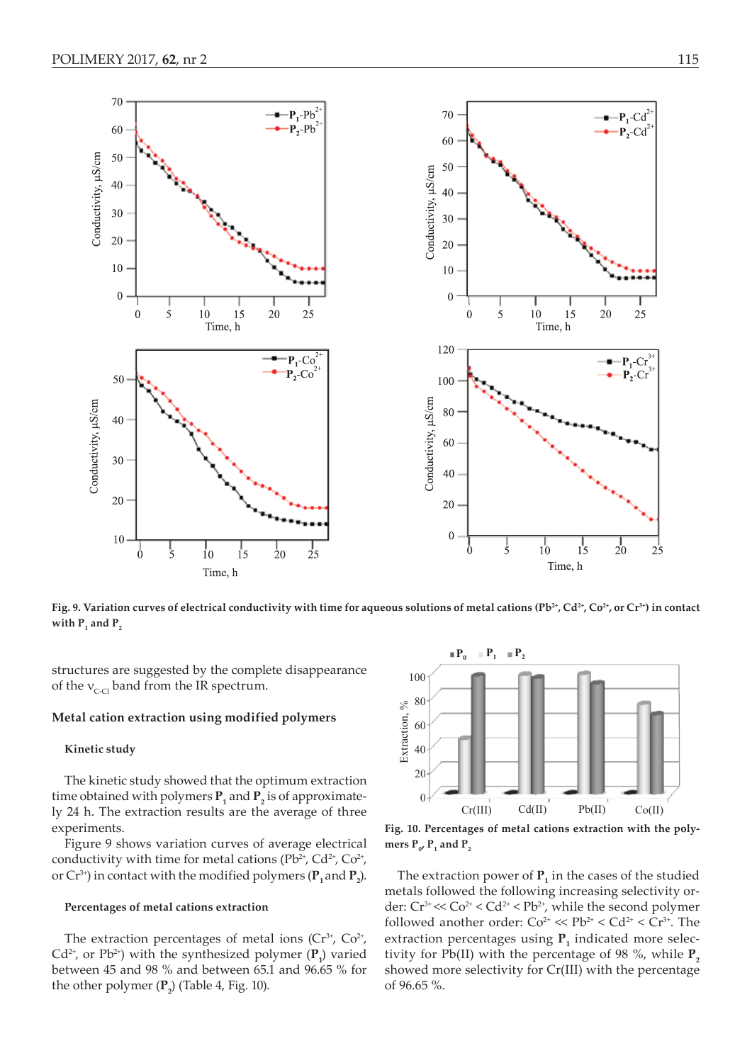Fig. 9. Variation curves of electrical conductivity with time for aqueous solutions of metal cations ($Pb^{2+}$, $Cd^{2+}$, $Co^{2+}$, or $Cr^{3+}$) in contact with $P_1$ and $P_2$

structures are suggested by the complete disappearance of the $\nu_{C\text{-}Cl}$ band from the IR spectrum.

## Metal cation extraction using modified polymers

### Kinetic study

The kinetic study showed that the optimum extraction time obtained with polymers $P_1$ and $P_2$ is of approximately 24 h. The extraction results are the average of three experiments.

Figure 9 shows variation curves of average electrical conductivity with time for metal cations ($Pb^{2+}$, $Cd^{2+}$, $Co^{2+}$, or $Cr^{3+}$) in contact with the modified polymers ($P_1$ and $P_2$).

### Percentages of metal cations extraction

The extraction percentages of metal ions ($Cr^{3+}$, $Co^{2+}$, $Cd^{2+}$, or $Pb^{2+}$) with the synthesized polymer ($P_1$) varied between 45 and 98 % and between 65.1 and 96.65 % for the other polymer ($P_2$) (Table 4, Fig. 10).

Fig. 10. Percentages of metal cations extraction with the polymers $P_0$, $P_1$ and $P_2$

The extraction power of $P_1$ in the cases of the studied metals followed the following increasing selectivity order: $Cr^{3+} \ll Co^{2+} < Cd^{2+} < Pb^{2+}$, while the second polymer followed another order: $Co^{2+} \ll Pb^{2+} < Cd^{2+} < Cr^{3+}$. The extraction percentages using $P_1$ indicated more selectivity for Pb(II) with the percentage of 98 %, while $P_2$ showed more selectivity for Cr(III) with the percentage of 96.65 %.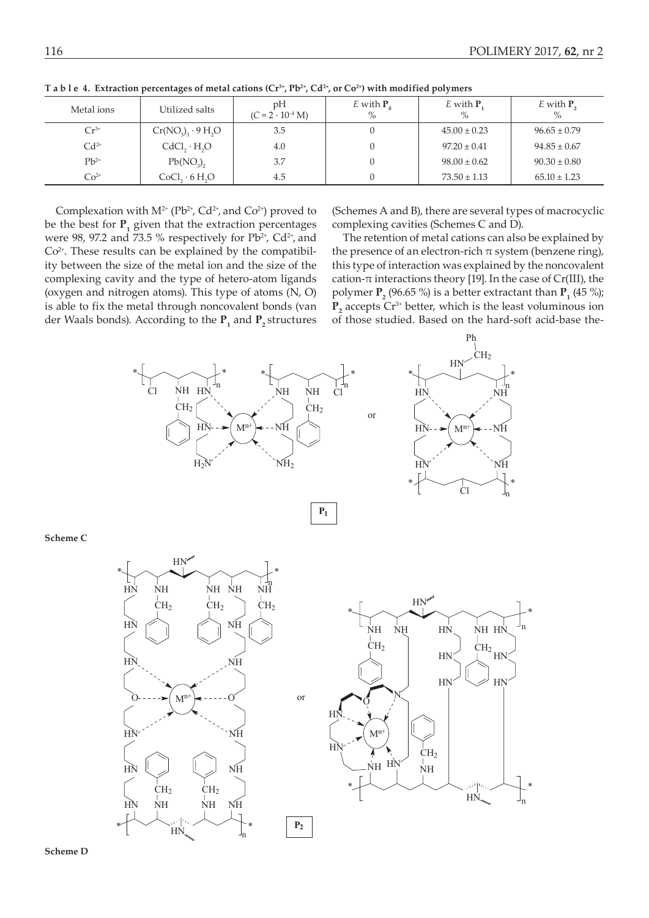**Table 4. Extraction percentages of metal cations ($Cr^{3+}$, $Pb^{2+}$, $Cd^{2+}$, or $Co^{2+}$) with modified polymers**

| Metal ions | Utilized salts | pH ($C = 2 \cdot 10^{-4}$ M) | $E$ with $\mathbf{P_0}$ % | $E$ with $\mathbf{P_1}$ % | $E$ with $\mathbf{P_2}$ % |
|---|---|---|---|---|---|
| $Cr^{3+}$ | $Cr(NO_3)_3 \cdot 9\,H_2O$ | 3.5 | 0 | 45.00 ± 0.23 | 96.65 ± 0.79 |
| $Cd^{2+}$ | $CdCl_2 \cdot H_2O$ | 4.0 | 0 | 97.20 ± 0.41 | 94.85 ± 0.67 |
| $Pb^{2+}$ | $Pb(NO_3)_2$ | 3.7 | 0 | 98.00 ± 0.62 | 90.30 ± 0.80 |
| $Co^{2+}$ | $CoCl_2 \cdot 6\,H_2O$ | 4.5 | 0 | 73.50 ± 1.13 | 65.10 ± 1.23 |

Complexation with $M^{2+}$ ($Pb^{2+}$, $Cd^{2+}$, and $Co^{2+}$) proved to be the best for $\mathbf{P_1}$ given that the extraction percentages were 98, 97.2 and 73.5 % respectively for $Pb^{2+}$, $Cd^{2+}$, and $Co^{2+}$. These results can be explained by the compatibility between the size of the metal ion and the size of the complexing cavity and the type of hetero-atom ligands (oxygen and nitrogen atoms). This type of atoms (N, O) is able to fix the metal through noncovalent bonds (van der Waals bonds). According to the $\mathbf{P_1}$ and $\mathbf{P_2}$ structures (Schemes A and B), there are several types of macrocyclic complexing cavities (Schemes C and D).

The retention of metal cations can also be explained by the presence of an electron-rich π system (benzene ring), this type of interaction was explained by the noncovalent cation-π interactions theory [19]. In the case of Cr(III), the polymer $\mathbf{P_2}$ (96.65 %) is a better extractant than $\mathbf{P_1}$ (45 %); $\mathbf{P_2}$ accepts $Cr^{3+}$ better, which is the least voluminous ion of those studied. Based on the hard-soft acid-base the-

**Scheme C**

**Scheme D**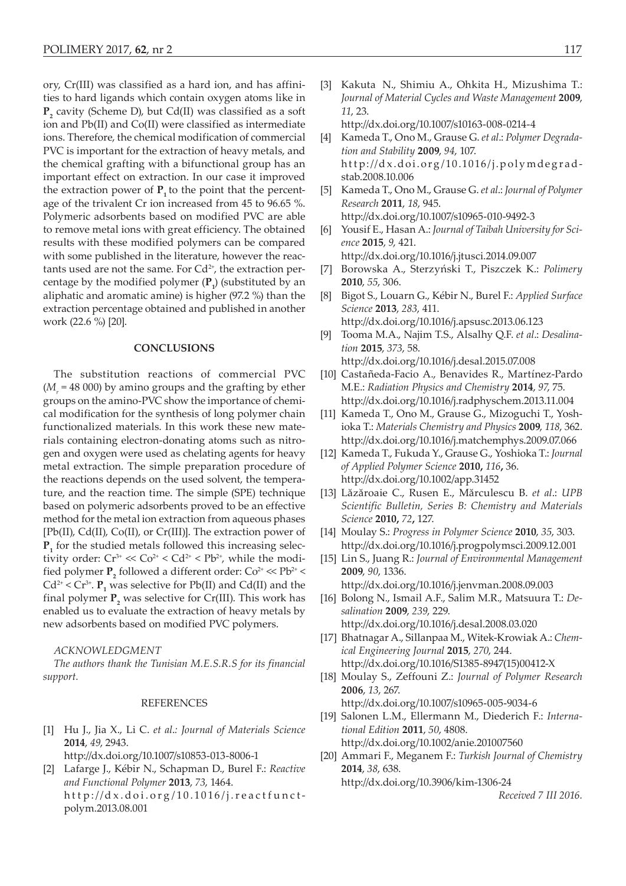ory, Cr(III) was classified as a hard ion, and has affinities to hard ligands which contain oxygen atoms like in $\mathbf{P_2}$ cavity (Scheme D), but Cd(II) was classified as a soft ion and Pb(II) and Co(II) were classified as intermediate ions. Therefore, the chemical modification of commercial PVC is important for the extraction of heavy metals, and the chemical grafting with a bifunctional group has an important effect on extraction. In our case it improved the extraction power of $\mathbf{P_1}$ to the point that the percentage of the trivalent Cr ion increased from 45 to 96.65 %. Polymeric adsorbents based on modified PVC are able to remove metal ions with great efficiency. The obtained results with these modified polymers can be compared with some published in the literature, however the reactants used are not the same. For $Cd^{2+}$, the extraction percentage by the modified polymer ($\mathbf{P_1}$) (substituted by an aliphatic and aromatic amine) is higher (97.2 %) than the extraction percentage obtained and published in another work (22.6 %) [20].

## CONCLUSIONS

The substitution reactions of commercial PVC ($M_r$ = 48 000) by amino groups and the grafting by ether groups on the amino-PVC show the importance of chemical modification for the synthesis of long polymer chain functionalized materials. In this work these new materials containing electron-donating atoms such as nitrogen and oxygen were used as chelating agents for heavy metal extraction. The simple preparation procedure of the reactions depends on the used solvent, the temperature, and the reaction time. The simple (SPE) technique based on polymeric adsorbents proved to be an effective method for the metal ion extraction from aqueous phases [Pb(II), Cd(II), Co(II), or Cr(III)]. The extraction power of $\mathbf{P_1}$ for the studied metals followed this increasing selectivity order: $Cr^{3+} \ll Co^{2+} < Cd^{2+} < Pb^{2+}$, while the modified polymer $\mathbf{P_2}$ followed a different order: $Co^{2+} \ll Pb^{2+} < Cd^{2+} < Cr^{3+}$. $\mathbf{P_1}$ was selective for Pb(II) and Cd(II) and the final polymer $\mathbf{P_2}$ was selective for Cr(III). This work has enabled us to evaluate the extraction of heavy metals by new adsorbents based on modified PVC polymers.

### ACKNOWLEDGMENT

*The authors thank the Tunisian M.E.S.R.S for its financial support.*

## REFERENCES

[1] Hu J., Jia X., Li C. *et al.*: *Journal of Materials Science* **2014**, *49*, 2943. http://dx.doi.org/10.1007/s10853-013-8006-1

[2] Lafarge J., Kébir N., Schapman D., Burel F.: *Reactive and Functional Polymer* **2013**, *73*, 1464. http://dx.doi.org/10.1016/j.reactfunctpolym.2013.08.001

[3] Kakuta N., Shimiu A., Ohkita H., Mizushima T.: *Journal of Material Cycles and Waste Management* **2009**, *11*, 23. http://dx.doi.org/10.1007/s10163-008-0214-4

[4] Kameda T., Ono M., Grause G. *et al*.: *Polymer Degradation and Stability* **2009**, *94*, 107. http://dx.doi.org/10.1016/j.polymdegradstab.2008.10.006

[5] Kameda T., Ono M., Grause G. *et al*.: *Journal of Polymer Research* **2011**, *18*, 945. http://dx.doi.org/10.1007/s10965-010-9492-3

[6] Yousif E., Hasan A.: *Journal of Taibah University for Science* **2015**, *9*, 421. http://dx.doi.org/10.1016/j.jtusci.2014.09.007

[7] Borowska A., Sterzyński T., Piszczek K.: *Polimery* **2010**, *55*, 306.

[8] Bigot S., Louarn G., Kébir N., Burel F.: *Applied Surface Science* **2013**, *283*, 411. http://dx.doi.org/10.1016/j.apsusc.2013.06.123

[9] Tooma M.A., Najim T.S., Alsalhy Q.F. *et al*.: *Desalination* **2015**, *373*, 58. http://dx.doi.org/10.1016/j.desal.2015.07.008

[10] Castañeda-Facio A., Benavides R., Martínez-Pardo M.E.: *Radiation Physics and Chemistry* **2014**, *97*, 75. http://dx.doi.org/10.1016/j.radphyschem.2013.11.004

[11] Kameda T., Ono M., Grause G., Mizoguchi T., Yoshioka T.: *Materials Chemistry and Physics* **2009**, *118*, 362. http://dx.doi.org/10.1016/j.matchemphys.2009.07.066

[12] Kameda T., Fukuda Y., Grause G., Yoshioka T.: *Journal of Applied Polymer Science* **2010,** *116***,** 36. http://dx.doi.org/10.1002/app.31452

[13] Lăzăroaie C., Rusen E., Mărculescu B. *et al*.: *UPB Scientific Bulletin, Series B: Chemistry and Materials Science* **2010,** *72***,** 127.

[14] Moulay S.: *Progress in Polymer Science* **2010**, *35*, 303. http://dx.doi.org/10.1016/j.progpolymsci.2009.12.001

[15] Lin S., Juang R.: *Journal of Environmental Management* **2009**, *90*, 1336. http://dx.doi.org/10.1016/j.jenvman.2008.09.003

[16] Bolong N., Ismail A.F., Salim M.R., Matsuura T.: *Desalination* **2009**, *239*, 229. http://dx.doi.org/10.1016/j.desal.2008.03.020

[17] Bhatnagar A., Sillanpaa M., Witek-Krowiak A.: *Chemical Engineering Journal* **2015**, *270*, 244. http://dx.doi.org/10.1016/S1385-8947(15)00412-X

[18] Moulay S., Zeffouni Z.: *Journal of Polymer Research* **2006**, *13*, 267. http://dx.doi.org/10.1007/s10965-005-9034-6

[19] Salonen L.M., Ellermann M., Diederich F.: *International Edition* **2011**, *50*, 4808. http://dx.doi.org/10.1002/anie.201007560

[20] Ammari F., Meganem F.: *Turkish Journal of Chemistry* **2014**, *38*, 638. http://dx.doi.org/10.3906/kim-1306-24

*Received 7 III 2016.*